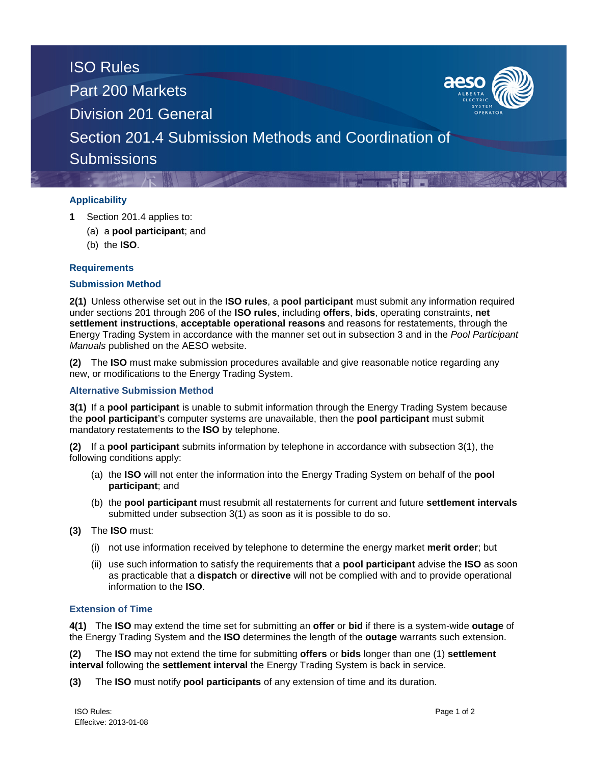# ISO Rules
## Part 200 Markets
## Division 201 General
## Section 201.4 Submission Methods and Coordination of Submissions

### Applicability

**1** Section 201.4 applies to:

(a) a **pool participant**; and

(b) the **ISO**.

### Requirements

### Submission Method

**2(1)** Unless otherwise set out in the **ISO rules**, a **pool participant** must submit any information required under sections 201 through 206 of the **ISO rules**, including **offers**, **bids**, operating constraints, **net settlement instructions**, **acceptable operational reasons** and reasons for restatements, through the Energy Trading System in accordance with the manner set out in subsection 3 and in the *Pool Participant Manuals* published on the AESO website.

**(2)** The **ISO** must make submission procedures available and give reasonable notice regarding any new, or modifications to the Energy Trading System.

### Alternative Submission Method

**3(1)** If a **pool participant** is unable to submit information through the Energy Trading System because the **pool participant**'s computer systems are unavailable, then the **pool participant** must submit mandatory restatements to the **ISO** by telephone.

**(2)** If a **pool participant** submits information by telephone in accordance with subsection 3(1), the following conditions apply:

(a) the **ISO** will not enter the information into the Energy Trading System on behalf of the **pool participant**; and

(b) the **pool participant** must resubmit all restatements for current and future **settlement intervals** submitted under subsection 3(1) as soon as it is possible to do so.

**(3)** The **ISO** must:

(i) not use information received by telephone to determine the energy market **merit order**; but

(ii) use such information to satisfy the requirements that a **pool participant** advise the **ISO** as soon as practicable that a **dispatch** or **directive** will not be complied with and to provide operational information to the **ISO**.

### Extension of Time

**4(1)** The **ISO** may extend the time set for submitting an **offer** or **bid** if there is a system-wide **outage** of the Energy Trading System and the **ISO** determines the length of the **outage** warrants such extension.

**(2)** The **ISO** may not extend the time for submitting **offers** or **bids** longer than one (1) **settlement interval** following the **settlement interval** the Energy Trading System is back in service.

**(3)** The **ISO** must notify **pool participants** of any extension of time and its duration.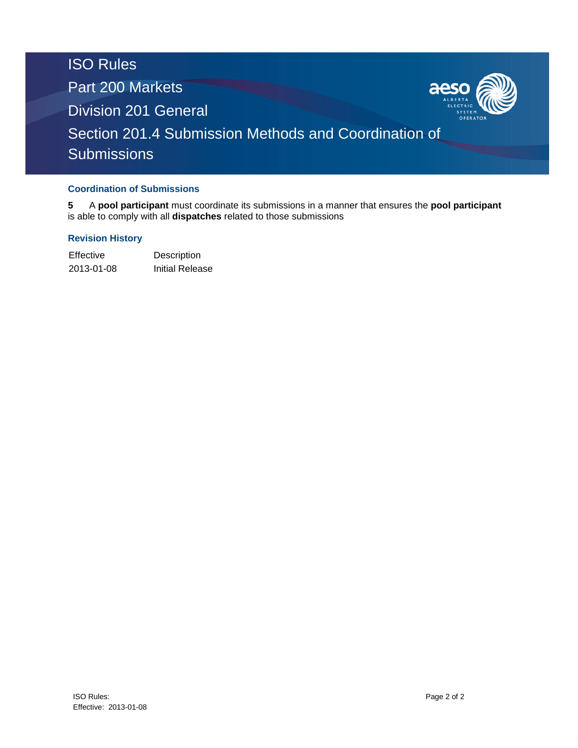# ISO Rules
# Part 200 Markets
# Division 201 General
# Section 201.4 Submission Methods and Coordination of Submissions

### Coordination of Submissions

**5** A **pool participant** must coordinate its submissions in a manner that ensures the **pool participant** is able to comply with all **dispatches** related to those submissions

### Revision History

| Effective | Description |
|---|---|
| 2013-01-08 | Initial Release |